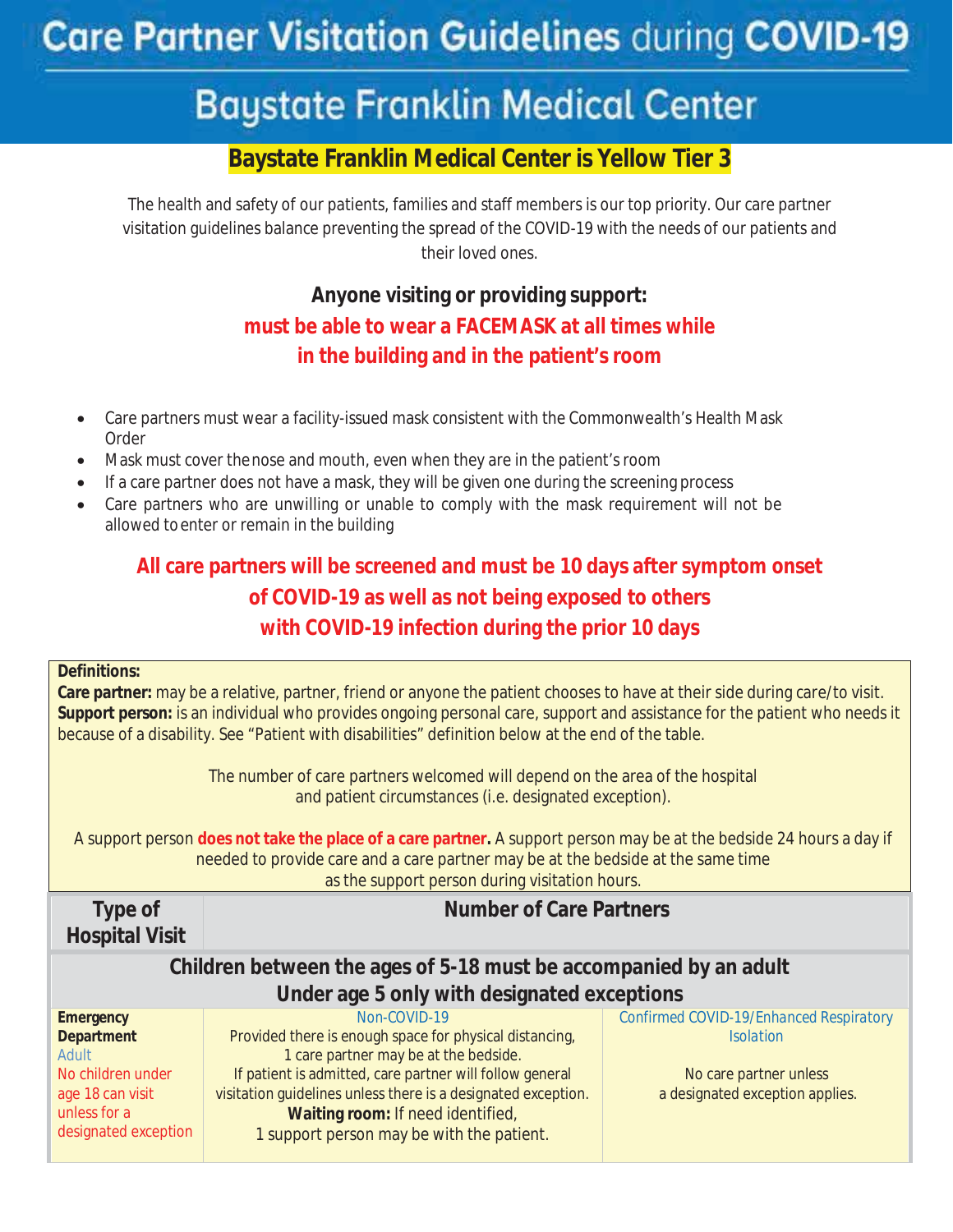# Care Partner Visitation Guidelines during COVID-19

## Baystate Franklin Medical Center

**Baystate Franklin Medical Center is Yellow Tier 3**

The health and safety of our patients, families and staff members is our top priority. Our care partner visitation guidelines balance preventing the spread of the COVID-19 with the needs of our patients and their loved ones.

**Anyone visiting or providing support:**
**must be able to wear a FACEMASK at all times while in the building and in the patient's room**

- Care partners must wear a facility-issued mask consistent with the Commonwealth's Health Mask Order
- Mask must cover the nose and mouth, even when they are in the patient's room
- If a care partner does not have a mask, they will be given one during the screening process
- Care partners who are unwilling or unable to comply with the mask requirement will not be allowed to enter or remain in the building

**All care partners will be screened and must be 10 days after symptom onset of COVID-19 as well as not being exposed to others with COVID-19 infection during the prior 10 days**

**Definitions:**
**Care partner:** may be a relative, partner, friend or anyone the patient chooses to have at their side during care/to visit.
**Support person:** is an individual who provides ongoing personal care, support and assistance for the patient who needs it because of a disability. See "Patient with disabilities" definition below at the end of the table.

The number of care partners welcomed will depend on the area of the hospital and patient circumstances (i.e. designated exception).

A support person **does not take the place of a care partner.** A support person may be at the bedside 24 hours a day if needed to provide care and a care partner may be at the bedside at the same time as the support person during visitation hours.

| Type of Hospital Visit | Number of Care Partners | |
|---|---|---|
| **Children between the ages of 5-18 must be accompanied by an adult. Under age 5 only with designated exceptions** | | |
| **Emergency Department** Adult No children under age 18 can visit unless for a designated exception | Non-COVID-19<br>Provided there is enough space for physical distancing, 1 care partner may be at the bedside.<br>If patient is admitted, care partner will follow general visitation guidelines unless there is a designated exception.<br>**Waiting room:** If need identified, 1 support person may be with the patient. | Confirmed COVID-19/Enhanced Respiratory Isolation<br>No care partner unless a designated exception applies. |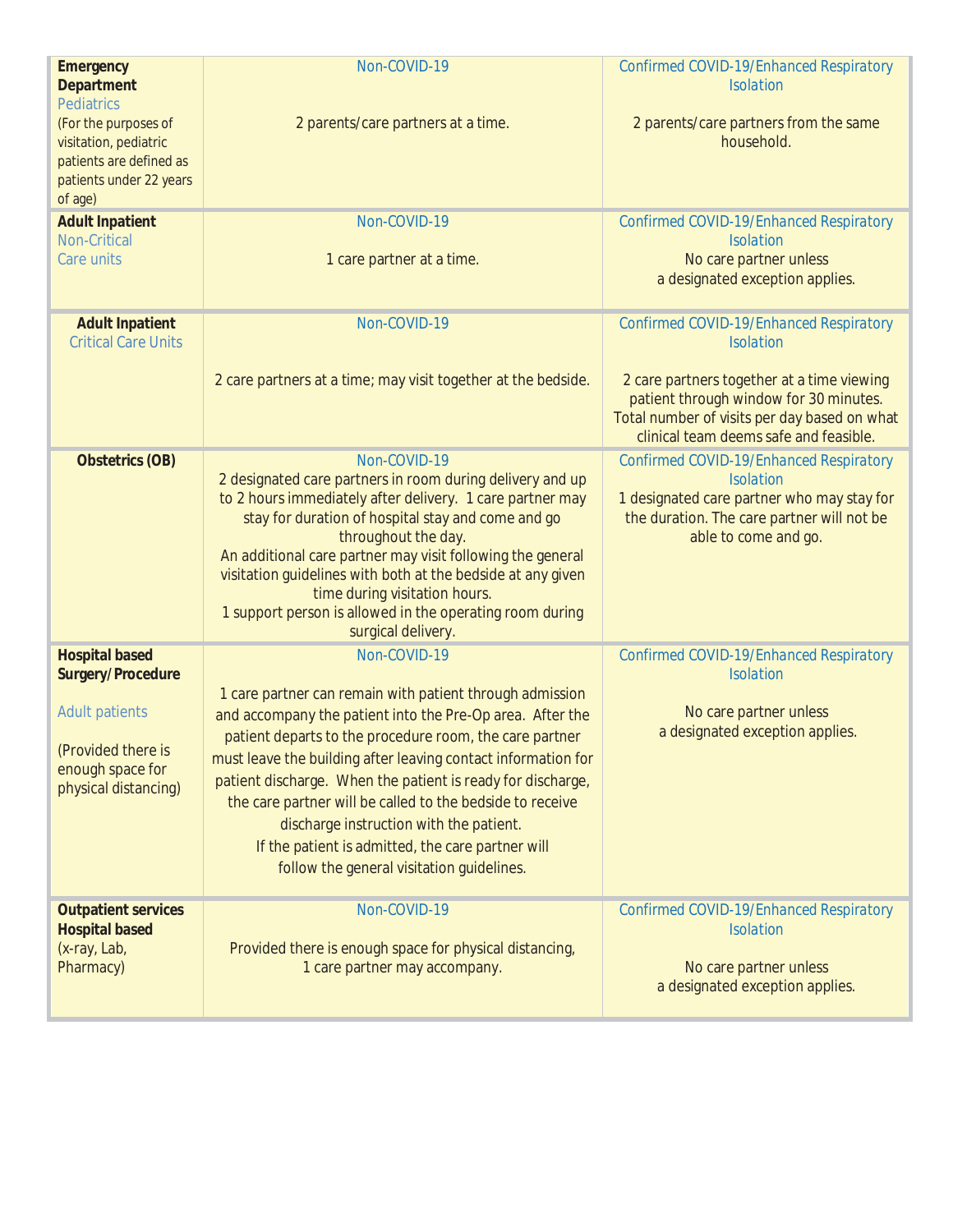| | | |
|---|---|---|
| **Emergency Department** Pediatrics (For the purposes of visitation, pediatric patients are defined as patients under 22 years of age) | Non-COVID-19<br><br>2 parents/care partners at a time. | Confirmed COVID-19/Enhanced Respiratory Isolation<br><br>2 parents/care partners from the same household. |
| **Adult Inpatient** Non-Critical Care units | Non-COVID-19<br><br>1 care partner at a time. | Confirmed COVID-19/Enhanced Respiratory Isolation<br>No care partner unless a designated exception applies. |
| **Adult Inpatient** Critical Care Units | Non-COVID-19<br><br>2 care partners at a time; may visit together at the bedside. | Confirmed COVID-19/Enhanced Respiratory Isolation<br><br>2 care partners together at a time viewing patient through window for 30 minutes. Total number of visits per day based on what clinical team deems safe and feasible. |
| **Obstetrics (OB)** | Non-COVID-19<br>2 designated care partners in room during delivery and up to 2 hours immediately after delivery. 1 care partner may stay for duration of hospital stay and come and go throughout the day.<br>An additional care partner may visit following the general visitation guidelines with both at the bedside at any given time during visitation hours.<br>1 support person is allowed in the operating room during surgical delivery. | Confirmed COVID-19/Enhanced Respiratory Isolation<br>1 designated care partner who may stay for the duration. The care partner will not be able to come and go. |
| **Hospital based Surgery/Procedure**<br><br>Adult patients<br><br>(Provided there is enough space for physical distancing) | Non-COVID-19<br><br>1 care partner can remain with patient through admission and accompany the patient into the Pre-Op area. After the patient departs to the procedure room, the care partner must leave the building after leaving contact information for patient discharge. When the patient is ready for discharge, the care partner will be called to the bedside to receive discharge instruction with the patient.<br>If the patient is admitted, the care partner will follow the general visitation guidelines. | Confirmed COVID-19/Enhanced Respiratory Isolation<br><br>No care partner unless a designated exception applies. |
| **Outpatient services Hospital based** (x-ray, Lab, Pharmacy) | Non-COVID-19<br><br>Provided there is enough space for physical distancing, 1 care partner may accompany. | Confirmed COVID-19/Enhanced Respiratory Isolation<br><br>No care partner unless a designated exception applies. |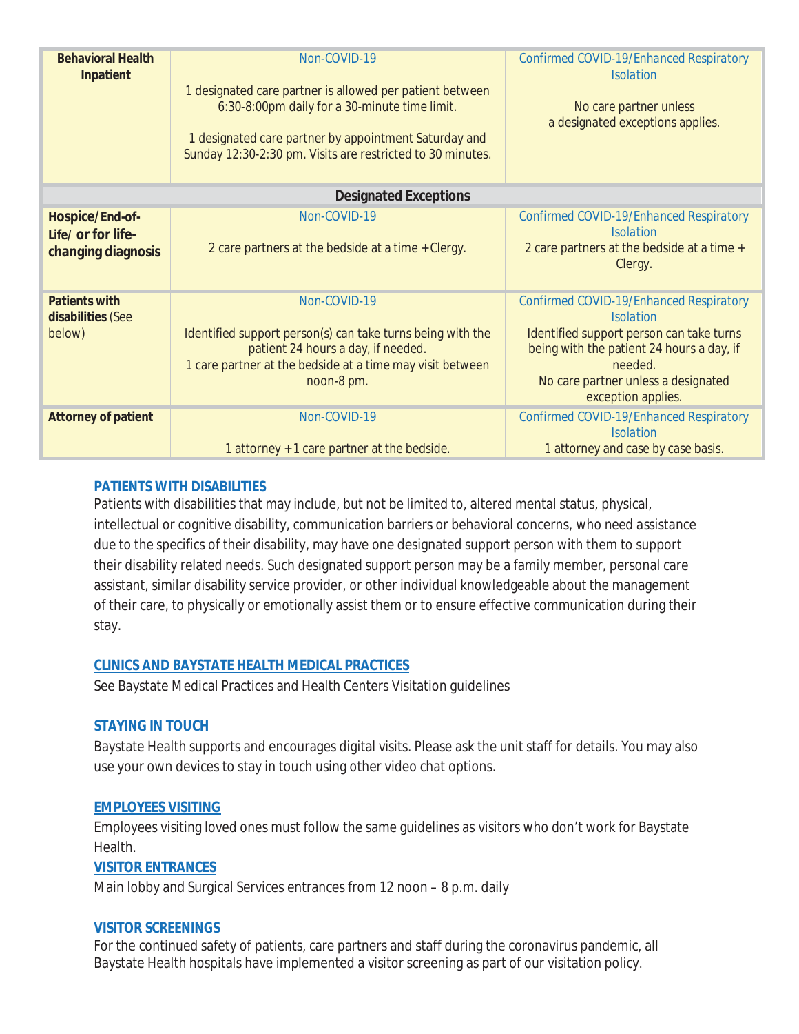| | | |
|---|---|---|
| **Behavioral Health Inpatient** | Non-COVID-19<br><br>1 designated care partner is allowed per patient between 6:30-8:00pm daily for a 30-minute time limit.<br><br>1 designated care partner by appointment Saturday and Sunday 12:30-2:30 pm. Visits are restricted to 30 minutes. | Confirmed COVID-19/Enhanced Respiratory Isolation<br><br>No care partner unless a designated exceptions applies. |
| **Designated Exceptions** | | |
| **Hospice/End-of-Life/ or for life-changing diagnosis** | Non-COVID-19<br><br>2 care partners at the bedside at a time + Clergy. | Confirmed COVID-19/Enhanced Respiratory Isolation<br>2 care partners at the bedside at a time + Clergy. |
| **Patients with disabilities** (See below) | Non-COVID-19<br><br>Identified support person(s) can take turns being with the patient 24 hours a day, if needed.<br>1 care partner at the bedside at a time may visit between noon-8 pm. | Confirmed COVID-19/Enhanced Respiratory Isolation<br>Identified support person can take turns being with the patient 24 hours a day, if needed.<br>No care partner unless a designated exception applies. |
| **Attorney of patient** | Non-COVID-19<br><br>1 attorney + 1 care partner at the bedside. | Confirmed COVID-19/Enhanced Respiratory Isolation<br>1 attorney and case by case basis. |

**PATIENTS WITH DISABILITIES**

Patients with disabilities that may include, but not be limited to, altered mental status, physical, intellectual or cognitive disability, communication barriers or behavioral concerns, who need assistance due to the specifics of their disability, may have one designated support person with them to support their disability related needs. Such designated support person may be a family member, personal care assistant, similar disability service provider, or other individual knowledgeable about the management of their care, to physically or emotionally assist them or to ensure effective communication during their stay.

**CLINICS AND BAYSTATE HEALTH MEDICAL PRACTICES**

See Baystate Medical Practices and Health Centers Visitation guidelines

**STAYING IN TOUCH**

Baystate Health supports and encourages digital visits. Please ask the unit staff for details. You may also use your own devices to stay in touch using other video chat options.

**EMPLOYEES VISITING**

Employees visiting loved ones must follow the same guidelines as visitors who don't work for Baystate Health.

**VISITOR ENTRANCES**

Main lobby and Surgical Services entrances from 12 noon – 8 p.m. daily

**VISITOR SCREENINGS**

For the continued safety of patients, care partners and staff during the coronavirus pandemic, all Baystate Health hospitals have implemented a visitor screening as part of our visitation policy.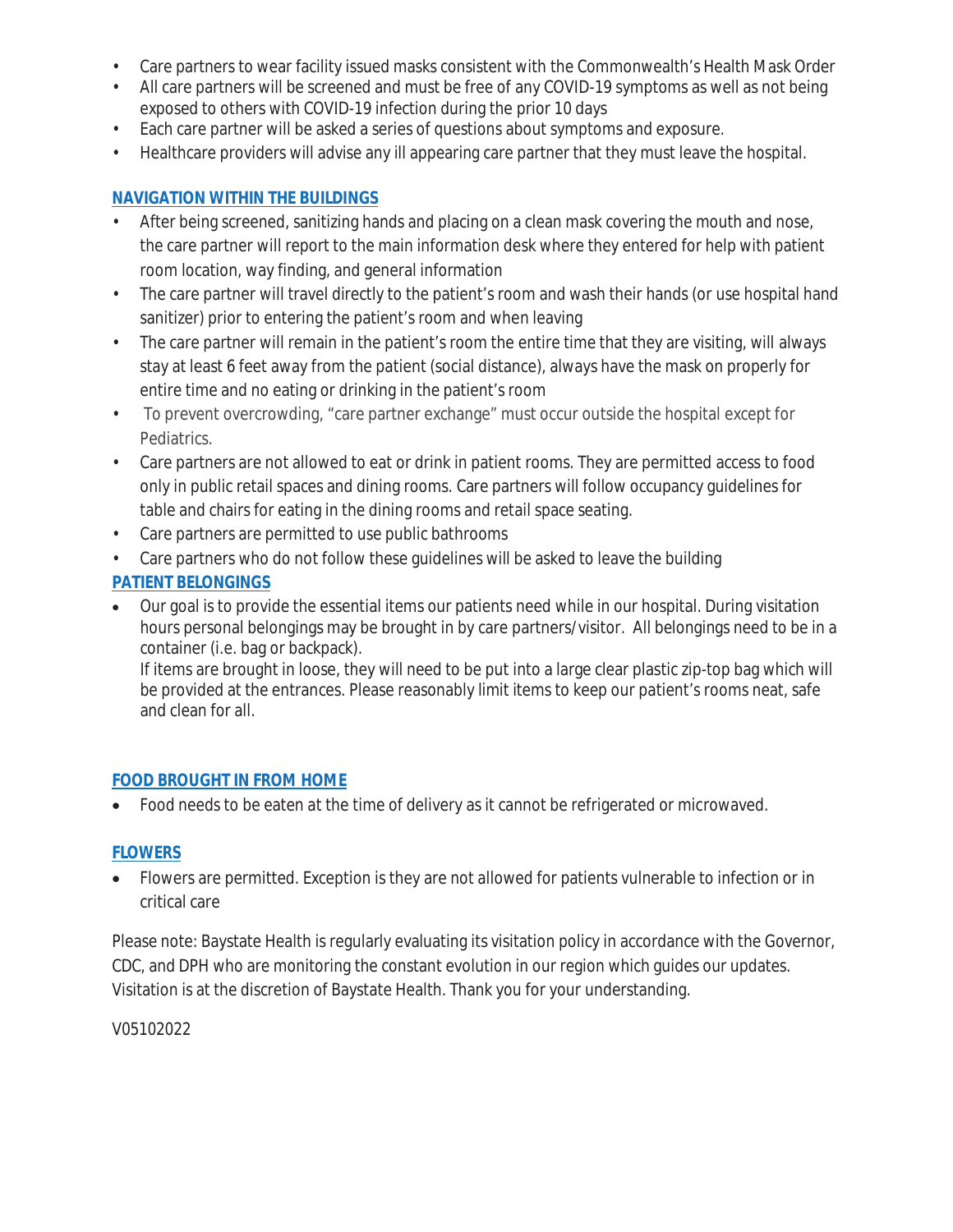- Care partners to wear facility issued masks consistent with the Commonwealth's Health Mask Order
- All care partners will be screened and must be free of any COVID-19 symptoms as well as not being exposed to others with COVID-19 infection during the prior 10 days
- Each care partner will be asked a series of questions about symptoms and exposure.
- Healthcare providers will advise any ill appearing care partner that they must leave the hospital.

## NAVIGATION WITHIN THE BUILDINGS

- After being screened, sanitizing hands and placing on a clean mask covering the mouth and nose, the care partner will report to the main information desk where they entered for help with patient room location, way finding, and general information
- The care partner will travel directly to the patient's room and wash their hands (or use hospital hand sanitizer) prior to entering the patient's room and when leaving
- The care partner will remain in the patient's room the entire time that they are visiting, will always stay at least 6 feet away from the patient (social distance), always have the mask on properly for entire time and no eating or drinking in the patient's room
- To prevent overcrowding, "care partner exchange" must occur outside the hospital except for Pediatrics.
- Care partners are not allowed to eat or drink in patient rooms. They are permitted access to food only in public retail spaces and dining rooms. Care partners will follow occupancy guidelines for table and chairs for eating in the dining rooms and retail space seating.
- Care partners are permitted to use public bathrooms
- Care partners who do not follow these guidelines will be asked to leave the building

## PATIENT BELONGINGS

- Our goal is to provide the essential items our patients need while in our hospital. During visitation hours personal belongings may be brought in by care partners/visitor. All belongings need to be in a container (i.e. bag or backpack).
  If items are brought in loose, they will need to be put into a large clear plastic zip-top bag which will be provided at the entrances. Please reasonably limit items to keep our patient's rooms neat, safe and clean for all.

## FOOD BROUGHT IN FROM HOME

- Food needs to be eaten at the time of delivery as it cannot be refrigerated or microwaved.

## FLOWERS

- Flowers are permitted. Exception is they are not allowed for patients vulnerable to infection or in critical care

Please note: Baystate Health is regularly evaluating its visitation policy in accordance with the Governor, CDC, and DPH who are monitoring the constant evolution in our region which guides our updates. Visitation is at the discretion of Baystate Health. Thank you for your understanding.

V05102022